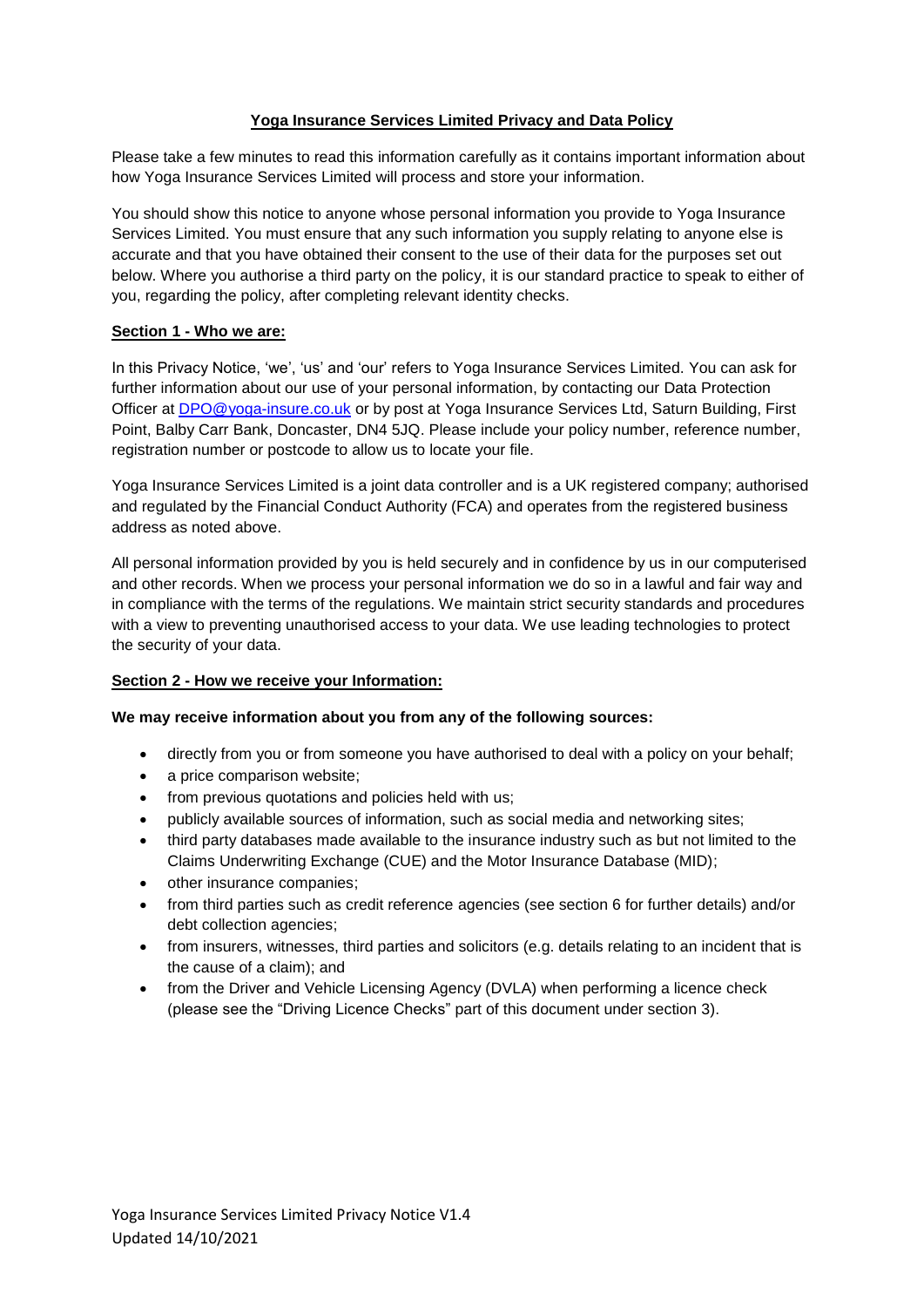# Yoga Insurance Services Limited Privacy and Data Policy

Please take a few minutes to read this information carefully as it contains important information about how Yoga Insurance Services Limited will process and store your information.

You should show this notice to anyone whose personal information you provide to Yoga Insurance Services Limited. You must ensure that any such information you supply relating to anyone else is accurate and that you have obtained their consent to the use of their data for the purposes set out below. Where you authorise a third party on the policy, it is our standard practice to speak to either of you, regarding the policy, after completing relevant identity checks.

## Section 1 - Who we are:

In this Privacy Notice, 'we', 'us' and 'our' refers to Yoga Insurance Services Limited. You can ask for further information about our use of your personal information, by contacting our Data Protection Officer at DPO@yoga-insure.co.uk or by post at Yoga Insurance Services Ltd, Saturn Building, First Point, Balby Carr Bank, Doncaster, DN4 5JQ. Please include your policy number, reference number, registration number or postcode to allow us to locate your file.

Yoga Insurance Services Limited is a joint data controller and is a UK registered company; authorised and regulated by the Financial Conduct Authority (FCA) and operates from the registered business address as noted above.

All personal information provided by you is held securely and in confidence by us in our computerised and other records. When we process your personal information we do so in a lawful and fair way and in compliance with the terms of the regulations. We maintain strict security standards and procedures with a view to preventing unauthorised access to your data. We use leading technologies to protect the security of your data.

## Section 2 - How we receive your Information:

**We may receive information about you from any of the following sources:**

- directly from you or from someone you have authorised to deal with a policy on your behalf;
- a price comparison website;
- from previous quotations and policies held with us;
- publicly available sources of information, such as social media and networking sites;
- third party databases made available to the insurance industry such as but not limited to the Claims Underwriting Exchange (CUE) and the Motor Insurance Database (MID);
- other insurance companies;
- from third parties such as credit reference agencies (see section 6 for further details) and/or debt collection agencies;
- from insurers, witnesses, third parties and solicitors (e.g. details relating to an incident that is the cause of a claim); and
- from the Driver and Vehicle Licensing Agency (DVLA) when performing a licence check (please see the "Driving Licence Checks" part of this document under section 3).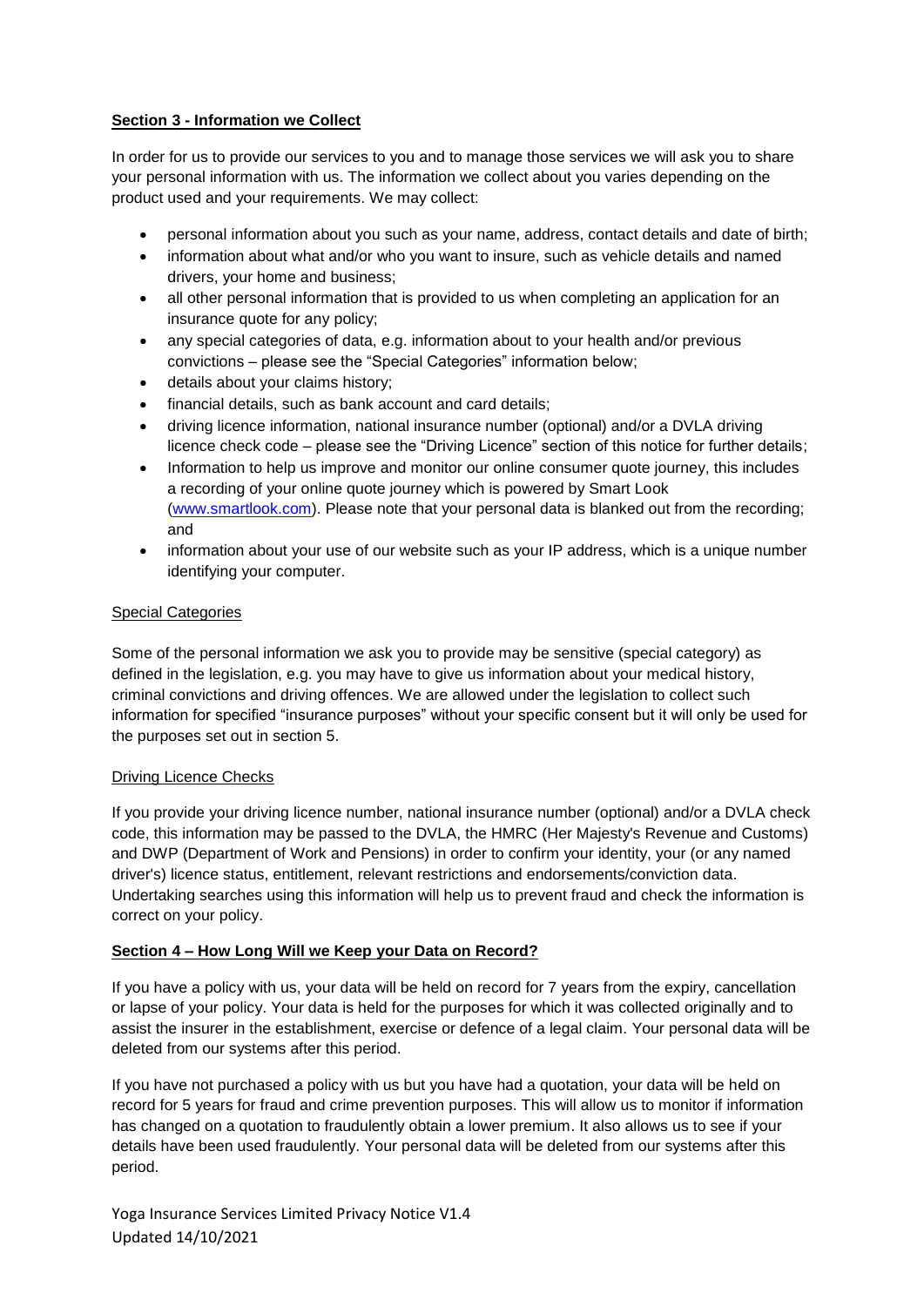**Section 3 - Information we Collect**

In order for us to provide our services to you and to manage those services we will ask you to share your personal information with us. The information we collect about you varies depending on the product used and your requirements. We may collect:

- personal information about you such as your name, address, contact details and date of birth;
- information about what and/or who you want to insure, such as vehicle details and named drivers, your home and business;
- all other personal information that is provided to us when completing an application for an insurance quote for any policy;
- any special categories of data, e.g. information about to your health and/or previous convictions – please see the "Special Categories" information below;
- details about your claims history;
- financial details, such as bank account and card details;
- driving licence information, national insurance number (optional) and/or a DVLA driving licence check code – please see the "Driving Licence" section of this notice for further details;
- Information to help us improve and monitor our online consumer quote journey, this includes a recording of your online quote journey which is powered by Smart Look (www.smartlook.com). Please note that your personal data is blanked out from the recording; and
- information about your use of our website such as your IP address, which is a unique number identifying your computer.

Special Categories

Some of the personal information we ask you to provide may be sensitive (special category) as defined in the legislation, e.g. you may have to give us information about your medical history, criminal convictions and driving offences. We are allowed under the legislation to collect such information for specified "insurance purposes" without your specific consent but it will only be used for the purposes set out in section 5.

Driving Licence Checks

If you provide your driving licence number, national insurance number (optional) and/or a DVLA check code, this information may be passed to the DVLA, the HMRC (Her Majesty's Revenue and Customs) and DWP (Department of Work and Pensions) in order to confirm your identity, your (or any named driver's) licence status, entitlement, relevant restrictions and endorsements/conviction data. Undertaking searches using this information will help us to prevent fraud and check the information is correct on your policy.

**Section 4 – How Long Will we Keep your Data on Record?**

If you have a policy with us, your data will be held on record for 7 years from the expiry, cancellation or lapse of your policy. Your data is held for the purposes for which it was collected originally and to assist the insurer in the establishment, exercise or defence of a legal claim. Your personal data will be deleted from our systems after this period.

If you have not purchased a policy with us but you have had a quotation, your data will be held on record for 5 years for fraud and crime prevention purposes. This will allow us to monitor if information has changed on a quotation to fraudulently obtain a lower premium. It also allows us to see if your details have been used fraudulently. Your personal data will be deleted from our systems after this period.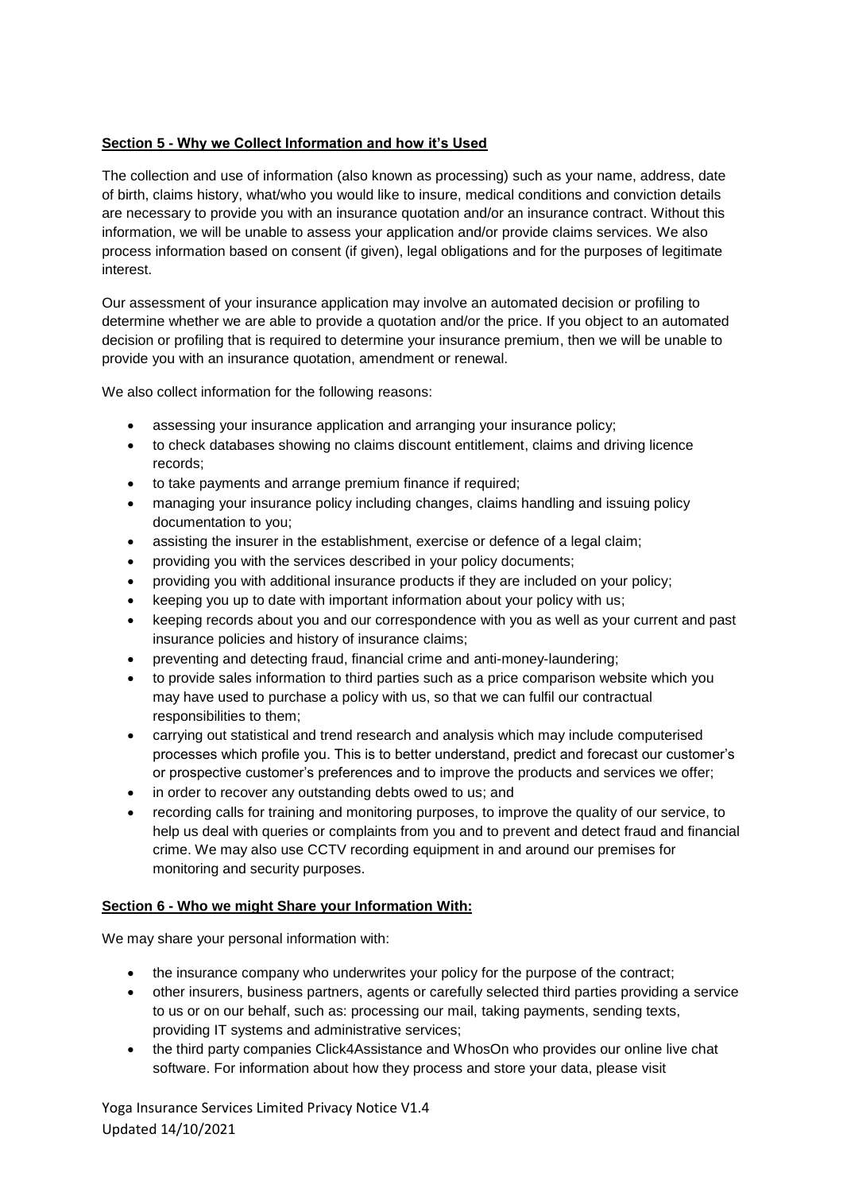**Section 5 - Why we Collect Information and how it's Used**

The collection and use of information (also known as processing) such as your name, address, date of birth, claims history, what/who you would like to insure, medical conditions and conviction details are necessary to provide you with an insurance quotation and/or an insurance contract. Without this information, we will be unable to assess your application and/or provide claims services. We also process information based on consent (if given), legal obligations and for the purposes of legitimate interest.

Our assessment of your insurance application may involve an automated decision or profiling to determine whether we are able to provide a quotation and/or the price. If you object to an automated decision or profiling that is required to determine your insurance premium, then we will be unable to provide you with an insurance quotation, amendment or renewal.

We also collect information for the following reasons:

- assessing your insurance application and arranging your insurance policy;
- to check databases showing no claims discount entitlement, claims and driving licence records;
- to take payments and arrange premium finance if required;
- managing your insurance policy including changes, claims handling and issuing policy documentation to you;
- assisting the insurer in the establishment, exercise or defence of a legal claim;
- providing you with the services described in your policy documents;
- providing you with additional insurance products if they are included on your policy;
- keeping you up to date with important information about your policy with us;
- keeping records about you and our correspondence with you as well as your current and past insurance policies and history of insurance claims;
- preventing and detecting fraud, financial crime and anti-money-laundering;
- to provide sales information to third parties such as a price comparison website which you may have used to purchase a policy with us, so that we can fulfil our contractual responsibilities to them;
- carrying out statistical and trend research and analysis which may include computerised processes which profile you. This is to better understand, predict and forecast our customer's or prospective customer's preferences and to improve the products and services we offer;
- in order to recover any outstanding debts owed to us; and
- recording calls for training and monitoring purposes, to improve the quality of our service, to help us deal with queries or complaints from you and to prevent and detect fraud and financial crime. We may also use CCTV recording equipment in and around our premises for monitoring and security purposes.

**Section 6 - Who we might Share your Information With:**

We may share your personal information with:

- the insurance company who underwrites your policy for the purpose of the contract;
- other insurers, business partners, agents or carefully selected third parties providing a service to us or on our behalf, such as: processing our mail, taking payments, sending texts, providing IT systems and administrative services;
- the third party companies Click4Assistance and WhosOn who provides our online live chat software. For information about how they process and store your data, please visit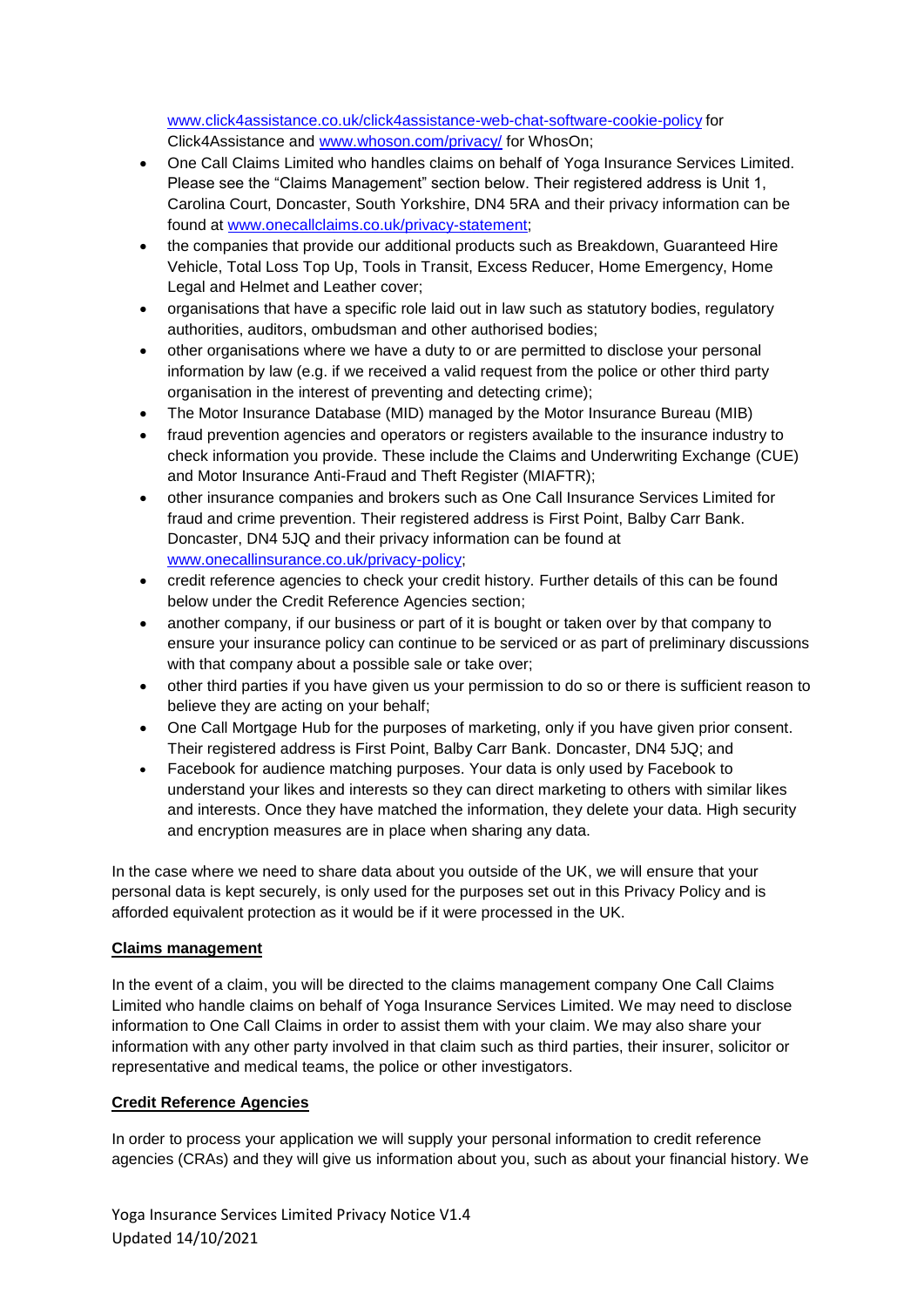[www.click4assistance.co.uk/click4assistance-web-chat-software-cookie-policy](http://www.click4assistance.co.uk/click4assistance-web-chat-software-cookie-policy) for Click4Assistance and [www.whoson.com/privacy/](http://www.whoson.com/privacy/) for WhosOn;

- One Call Claims Limited who handles claims on behalf of Yoga Insurance Services Limited. Please see the "Claims Management" section below. Their registered address is Unit 1, Carolina Court, Doncaster, South Yorkshire, DN4 5RA and their privacy information can be found at [www.onecallclaims.co.uk/privacy-statement](http://www.onecallclaims.co.uk/privacy-statement);
- the companies that provide our additional products such as Breakdown, Guaranteed Hire Vehicle, Total Loss Top Up, Tools in Transit, Excess Reducer, Home Emergency, Home Legal and Helmet and Leather cover;
- organisations that have a specific role laid out in law such as statutory bodies, regulatory authorities, auditors, ombudsman and other authorised bodies;
- other organisations where we have a duty to or are permitted to disclose your personal information by law (e.g. if we received a valid request from the police or other third party organisation in the interest of preventing and detecting crime);
- The Motor Insurance Database (MID) managed by the Motor Insurance Bureau (MIB)
- fraud prevention agencies and operators or registers available to the insurance industry to check information you provide. These include the Claims and Underwriting Exchange (CUE) and Motor Insurance Anti-Fraud and Theft Register (MIAFTR);
- other insurance companies and brokers such as One Call Insurance Services Limited for fraud and crime prevention. Their registered address is First Point, Balby Carr Bank. Doncaster, DN4 5JQ and their privacy information can be found at [www.onecallinsurance.co.uk/privacy-policy](http://www.onecallinsurance.co.uk/privacy-policy);
- credit reference agencies to check your credit history. Further details of this can be found below under the Credit Reference Agencies section;
- another company, if our business or part of it is bought or taken over by that company to ensure your insurance policy can continue to be serviced or as part of preliminary discussions with that company about a possible sale or take over;
- other third parties if you have given us your permission to do so or there is sufficient reason to believe they are acting on your behalf;
- One Call Mortgage Hub for the purposes of marketing, only if you have given prior consent. Their registered address is First Point, Balby Carr Bank. Doncaster, DN4 5JQ; and
- Facebook for audience matching purposes. Your data is only used by Facebook to understand your likes and interests so they can direct marketing to others with similar likes and interests. Once they have matched the information, they delete your data. High security and encryption measures are in place when sharing any data.

In the case where we need to share data about you outside of the UK, we will ensure that your personal data is kept securely, is only used for the purposes set out in this Privacy Policy and is afforded equivalent protection as it would be if it were processed in the UK.

**Claims management**

In the event of a claim, you will be directed to the claims management company One Call Claims Limited who handle claims on behalf of Yoga Insurance Services Limited. We may need to disclose information to One Call Claims in order to assist them with your claim. We may also share your information with any other party involved in that claim such as third parties, their insurer, solicitor or representative and medical teams, the police or other investigators.

**Credit Reference Agencies**

In order to process your application we will supply your personal information to credit reference agencies (CRAs) and they will give us information about you, such as about your financial history. We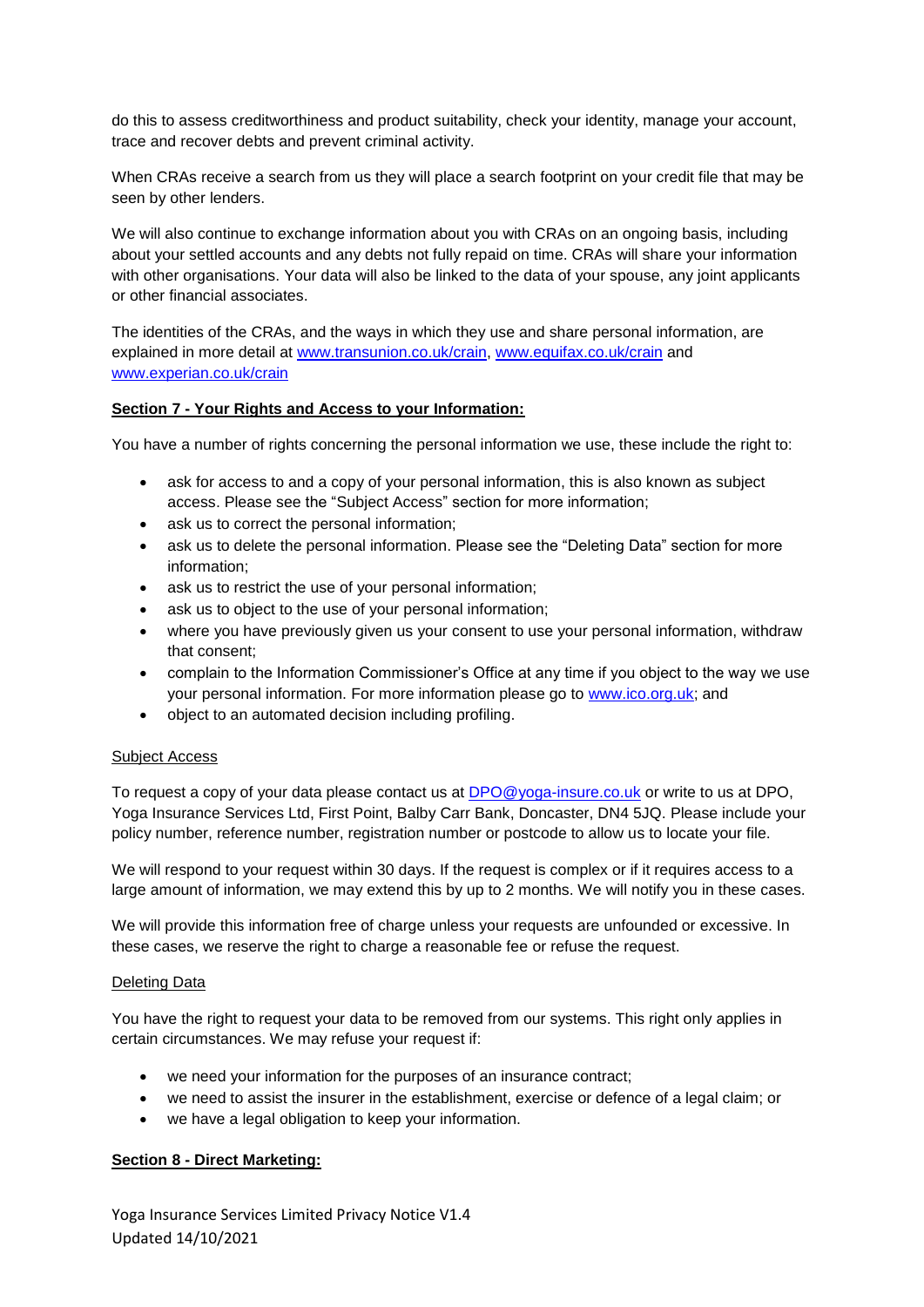do this to assess creditworthiness and product suitability, check your identity, manage your account, trace and recover debts and prevent criminal activity.

When CRAs receive a search from us they will place a search footprint on your credit file that may be seen by other lenders.

We will also continue to exchange information about you with CRAs on an ongoing basis, including about your settled accounts and any debts not fully repaid on time. CRAs will share your information with other organisations. Your data will also be linked to the data of your spouse, any joint applicants or other financial associates.

The identities of the CRAs, and the ways in which they use and share personal information, are explained in more detail at [www.transunion.co.uk/crain](http://www.transunion.co.uk/crain), [www.equifax.co.uk/crain](http://www.equifax.co.uk/crain) and [www.experian.co.uk/crain](http://www.experian.co.uk/crain)

## Section 7 - Your Rights and Access to your Information:

You have a number of rights concerning the personal information we use, these include the right to:

- ask for access to and a copy of your personal information, this is also known as subject access. Please see the "Subject Access" section for more information;
- ask us to correct the personal information;
- ask us to delete the personal information. Please see the "Deleting Data" section for more information;
- ask us to restrict the use of your personal information;
- ask us to object to the use of your personal information;
- where you have previously given us your consent to use your personal information, withdraw that consent;
- complain to the Information Commissioner's Office at any time if you object to the way we use your personal information. For more information please go to [www.ico.org.uk](http://www.ico.org.uk); and
- object to an automated decision including profiling.

### Subject Access

To request a copy of your data please contact us at [DPO@yoga-insure.co.uk](mailto:DPO@yoga-insure.co.uk) or write to us at DPO, Yoga Insurance Services Ltd, First Point, Balby Carr Bank, Doncaster, DN4 5JQ. Please include your policy number, reference number, registration number or postcode to allow us to locate your file.

We will respond to your request within 30 days. If the request is complex or if it requires access to a large amount of information, we may extend this by up to 2 months. We will notify you in these cases.

We will provide this information free of charge unless your requests are unfounded or excessive. In these cases, we reserve the right to charge a reasonable fee or refuse the request.

### Deleting Data

You have the right to request your data to be removed from our systems. This right only applies in certain circumstances. We may refuse your request if:

- we need your information for the purposes of an insurance contract;
- we need to assist the insurer in the establishment, exercise or defence of a legal claim; or
- we have a legal obligation to keep your information.

## Section 8 - Direct Marketing: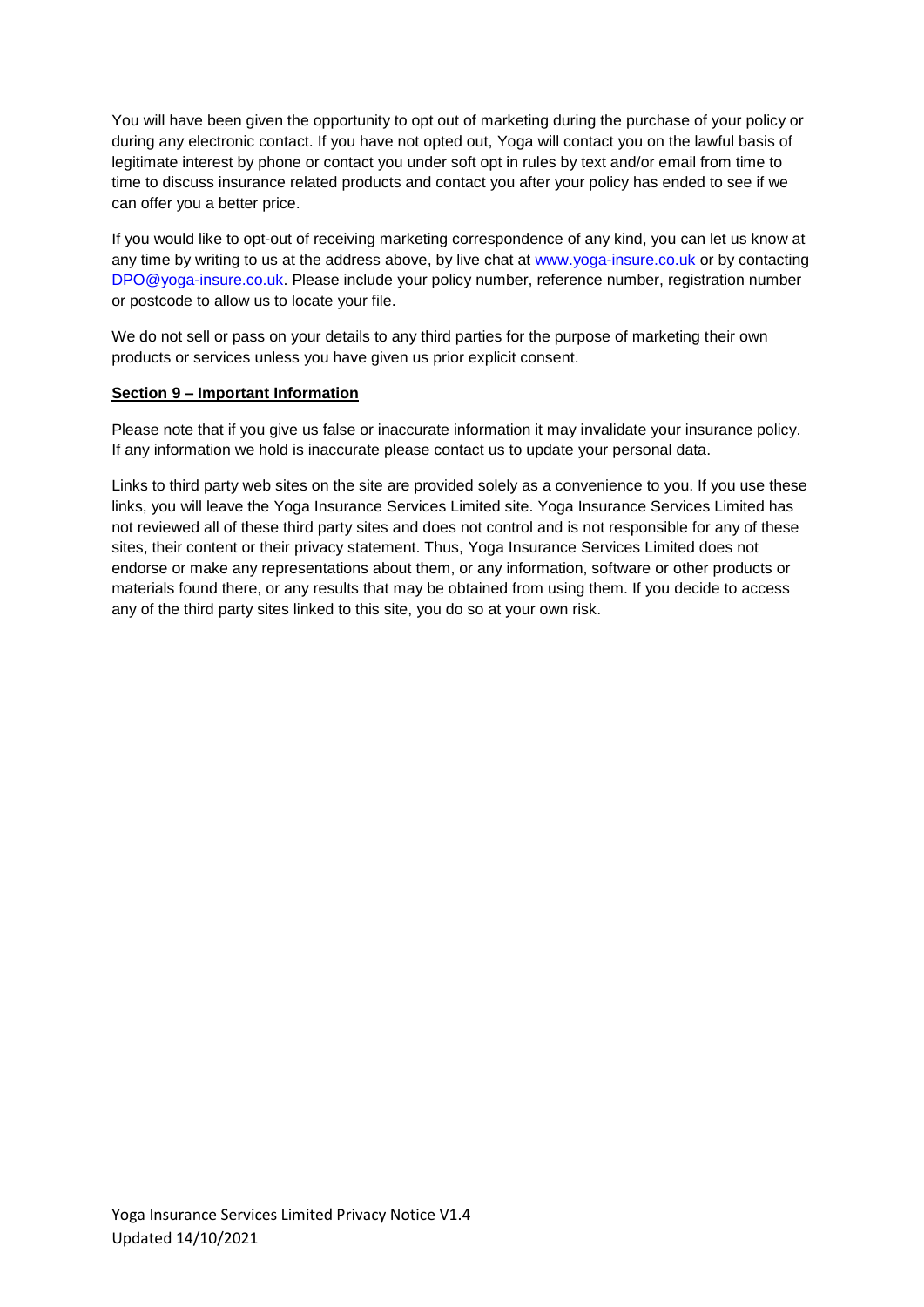You will have been given the opportunity to opt out of marketing during the purchase of your policy or during any electronic contact. If you have not opted out, Yoga will contact you on the lawful basis of legitimate interest by phone or contact you under soft opt in rules by text and/or email from time to time to discuss insurance related products and contact you after your policy has ended to see if we can offer you a better price.

If you would like to opt-out of receiving marketing correspondence of any kind, you can let us know at any time by writing to us at the address above, by live chat at www.yoga-insure.co.uk or by contacting DPO@yoga-insure.co.uk. Please include your policy number, reference number, registration number or postcode to allow us to locate your file.

We do not sell or pass on your details to any third parties for the purpose of marketing their own products or services unless you have given us prior explicit consent.

## Section 9 – Important Information

Please note that if you give us false or inaccurate information it may invalidate your insurance policy. If any information we hold is inaccurate please contact us to update your personal data.

Links to third party web sites on the site are provided solely as a convenience to you. If you use these links, you will leave the Yoga Insurance Services Limited site. Yoga Insurance Services Limited has not reviewed all of these third party sites and does not control and is not responsible for any of these sites, their content or their privacy statement. Thus, Yoga Insurance Services Limited does not endorse or make any representations about them, or any information, software or other products or materials found there, or any results that may be obtained from using them. If you decide to access any of the third party sites linked to this site, you do so at your own risk.